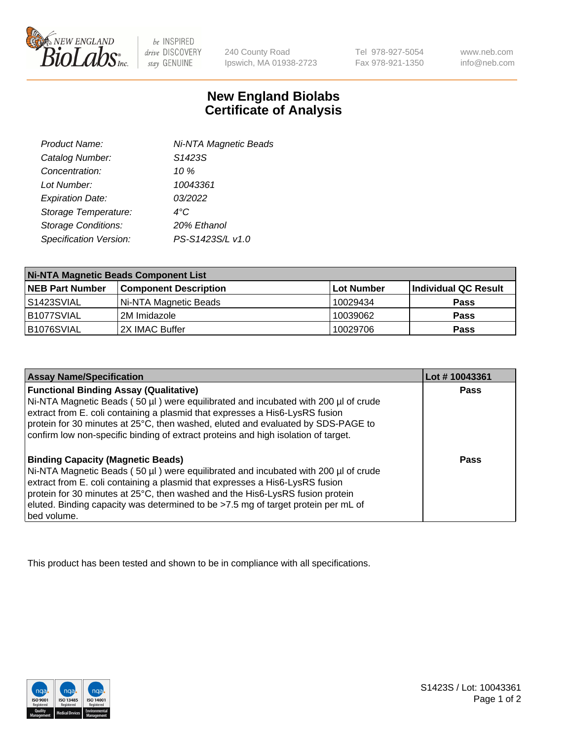240 County Road
Ipswich, MA 01938-2723

Tel 978-927-5054
Fax 978-921-1350

www.neb.com
info@neb.com

# New England Biolabs
# Certificate of Analysis

| | |
|---|---|
| *Product Name:* | *Ni-NTA Magnetic Beads* |
| *Catalog Number:* | *S1423S* |
| *Concentration:* | *10 %* |
| *Lot Number:* | *10043361* |
| *Expiration Date:* | *03/2022* |
| *Storage Temperature:* | *4°C* |
| *Storage Conditions:* | *20% Ethanol* |
| *Specification Version:* | *PS-S1423S/L v1.0* |

| **Ni-NTA Magnetic Beads Component List** | | | |
|---|---|---|---|
| **NEB Part Number** | **Component Description** | **Lot Number** | **Individual QC Result** |
| S1423SVIAL | Ni-NTA Magnetic Beads | 10029434 | **Pass** |
| B1077SVIAL | 2M Imidazole | 10039062 | **Pass** |
| B1076SVIAL | 2X IMAC Buffer | 10029706 | **Pass** |

| **Assay Name/Specification** | **Lot # 10043361** |
|---|---|
| **Functional Binding Assay (Qualitative)** Ni-NTA Magnetic Beads ( 50 µl ) were equilibrated and incubated with 200 µl of crude extract from E. coli containing a plasmid that expresses a His6-LysRS fusion protein for 30 minutes at 25°C, then washed, eluted and evaluated by SDS-PAGE to confirm low non-specific binding of extract proteins and high isolation of target. | **Pass** |
| **Binding Capacity (Magnetic Beads)** Ni-NTA Magnetic Beads ( 50 µl ) were equilibrated and incubated with 200 µl of crude extract from E. coli containing a plasmid that expresses a His6-LysRS fusion protein for 30 minutes at 25°C, then washed and the His6-LysRS fusion protein eluted. Binding capacity was determined to be >7.5 mg of target protein per mL of bed volume. | **Pass** |

This product has been tested and shown to be in compliance with all specifications.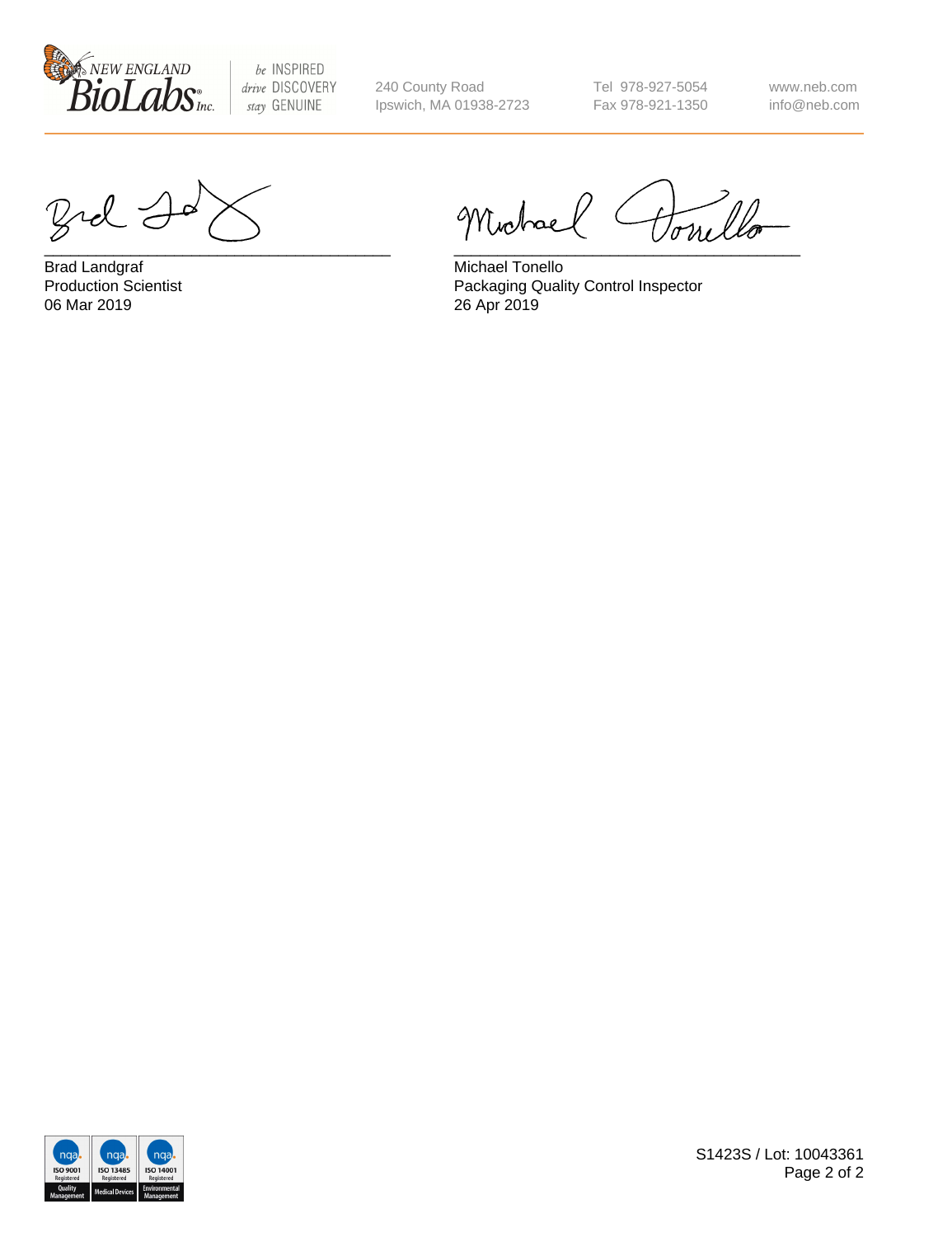240 County Road
Ipswich, MA 01938-2723

Tel 978-927-5054
Fax 978-921-1350

www.neb.com
info@neb.com

______________________________________
Brad Landgraf
Production Scientist
06 Mar 2019

______________________________________
Michael Tonello
Packaging Quality Control Inspector
26 Apr 2019

S1423S / Lot: 10043361